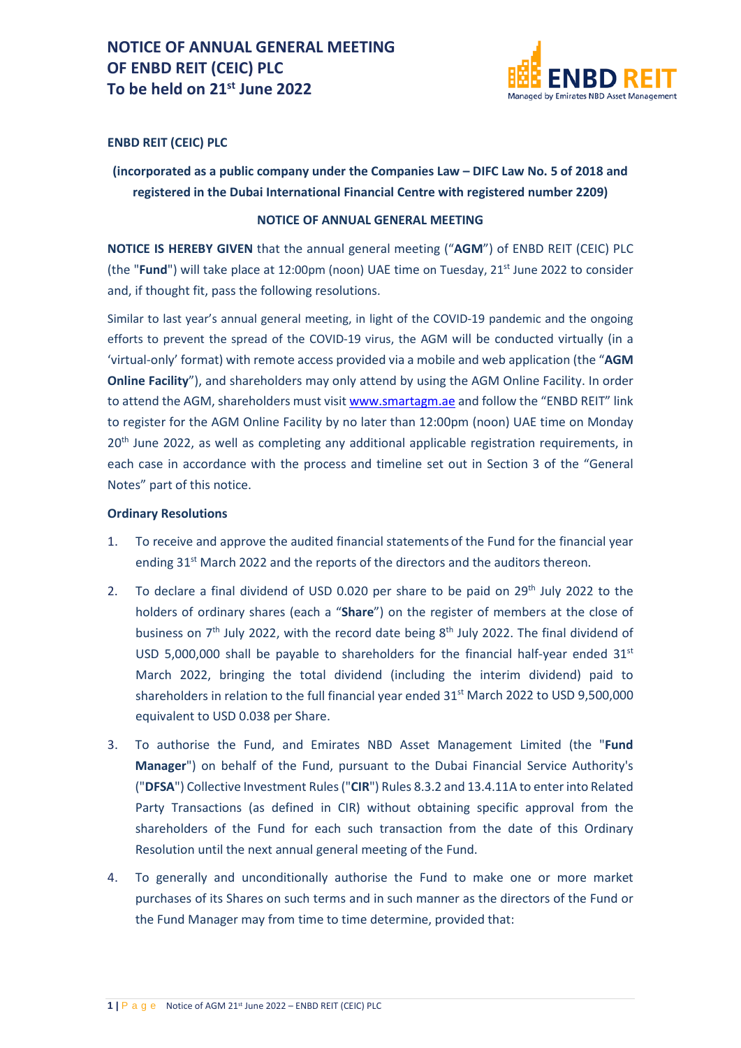# NOTICE OF ANNUAL GENERAL MEETING OF ENBD REIT (CEIC) PLC To be held on 21st June 2022

**ENBD REIT (CEIC) PLC**

**(incorporated as a public company under the Companies Law – DIFC Law No. 5 of 2018 and registered in the Dubai International Financial Centre with registered number 2209)**

## NOTICE OF ANNUAL GENERAL MEETING

**NOTICE IS HEREBY GIVEN** that the annual general meeting ("**AGM**") of ENBD REIT (CEIC) PLC (the "**Fund**") will take place at 12:00pm (noon) UAE time on Tuesday, 21st June 2022 to consider and, if thought fit, pass the following resolutions.

Similar to last year's annual general meeting, in light of the COVID-19 pandemic and the ongoing efforts to prevent the spread of the COVID-19 virus, the AGM will be conducted virtually (in a 'virtual-only' format) with remote access provided via a mobile and web application (the "**AGM Online Facility**"), and shareholders may only attend by using the AGM Online Facility. In order to attend the AGM, shareholders must visit www.smartagm.ae and follow the "ENBD REIT" link to register for the AGM Online Facility by no later than 12:00pm (noon) UAE time on Monday 20th June 2022, as well as completing any additional applicable registration requirements, in each case in accordance with the process and timeline set out in Section 3 of the "General Notes" part of this notice.

### Ordinary Resolutions

1. To receive and approve the audited financial statements of the Fund for the financial year ending 31st March 2022 and the reports of the directors and the auditors thereon.

2. To declare a final dividend of USD 0.020 per share to be paid on 29th July 2022 to the holders of ordinary shares (each a "**Share**") on the register of members at the close of business on 7th July 2022, with the record date being 8th July 2022. The final dividend of USD 5,000,000 shall be payable to shareholders for the financial half-year ended 31st March 2022, bringing the total dividend (including the interim dividend) paid to shareholders in relation to the full financial year ended 31st March 2022 to USD 9,500,000 equivalent to USD 0.038 per Share.

3. To authorise the Fund, and Emirates NBD Asset Management Limited (the "**Fund Manager**") on behalf of the Fund, pursuant to the Dubai Financial Service Authority's ("**DFSA**") Collective Investment Rules ("**CIR**") Rules 8.3.2 and 13.4.11A to enter into Related Party Transactions (as defined in CIR) without obtaining specific approval from the shareholders of the Fund for each such transaction from the date of this Ordinary Resolution until the next annual general meeting of the Fund.

4. To generally and unconditionally authorise the Fund to make one or more market purchases of its Shares on such terms and in such manner as the directors of the Fund or the Fund Manager may from time to time determine, provided that: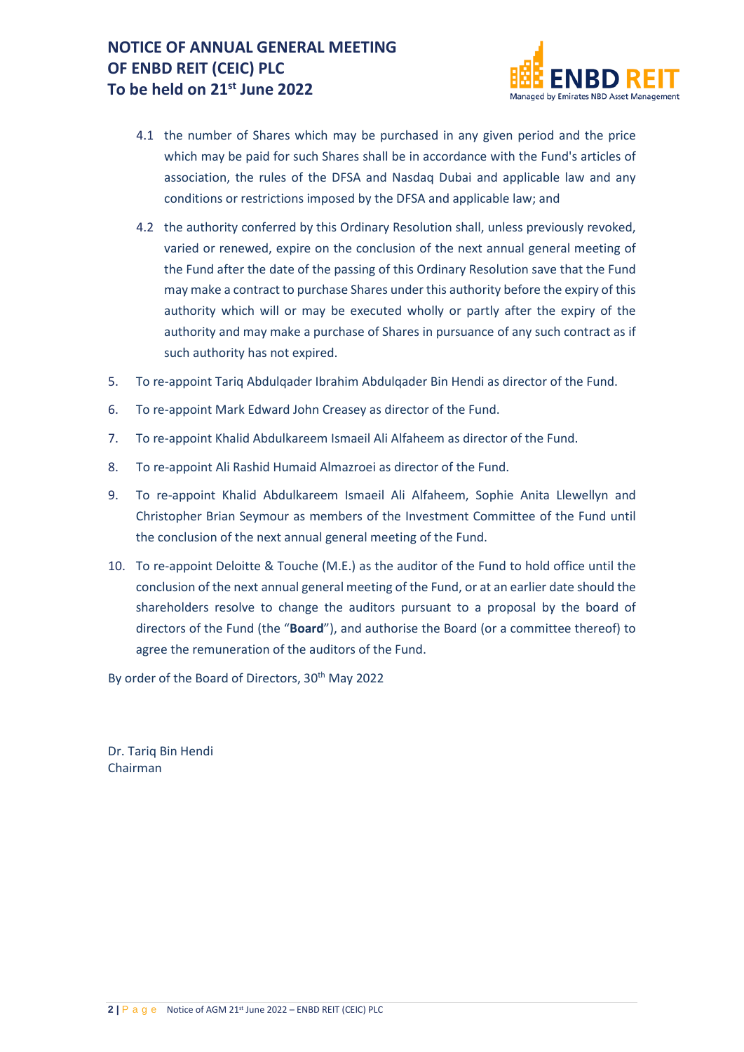4.1 the number of Shares which may be purchased in any given period and the price which may be paid for such Shares shall be in accordance with the Fund's articles of association, the rules of the DFSA and Nasdaq Dubai and applicable law and any conditions or restrictions imposed by the DFSA and applicable law; and

4.2 the authority conferred by this Ordinary Resolution shall, unless previously revoked, varied or renewed, expire on the conclusion of the next annual general meeting of the Fund after the date of the passing of this Ordinary Resolution save that the Fund may make a contract to purchase Shares under this authority before the expiry of this authority which will or may be executed wholly or partly after the expiry of the authority and may make a purchase of Shares in pursuance of any such contract as if such authority has not expired.

5. To re-appoint Tariq Abdulqader Ibrahim Abdulqader Bin Hendi as director of the Fund.
6. To re-appoint Mark Edward John Creasey as director of the Fund.
7. To re-appoint Khalid Abdulkareem Ismaeil Ali Alfaheem as director of the Fund.
8. To re-appoint Ali Rashid Humaid Almazroei as director of the Fund.
9. To re-appoint Khalid Abdulkareem Ismaeil Ali Alfaheem, Sophie Anita Llewellyn and Christopher Brian Seymour as members of the Investment Committee of the Fund until the conclusion of the next annual general meeting of the Fund.
10. To re-appoint Deloitte & Touche (M.E.) as the auditor of the Fund to hold office until the conclusion of the next annual general meeting of the Fund, or at an earlier date should the shareholders resolve to change the auditors pursuant to a proposal by the board of directors of the Fund (the "**Board**"), and authorise the Board (or a committee thereof) to agree the remuneration of the auditors of the Fund.

By order of the Board of Directors, 30th May 2022

Dr. Tariq Bin Hendi
Chairman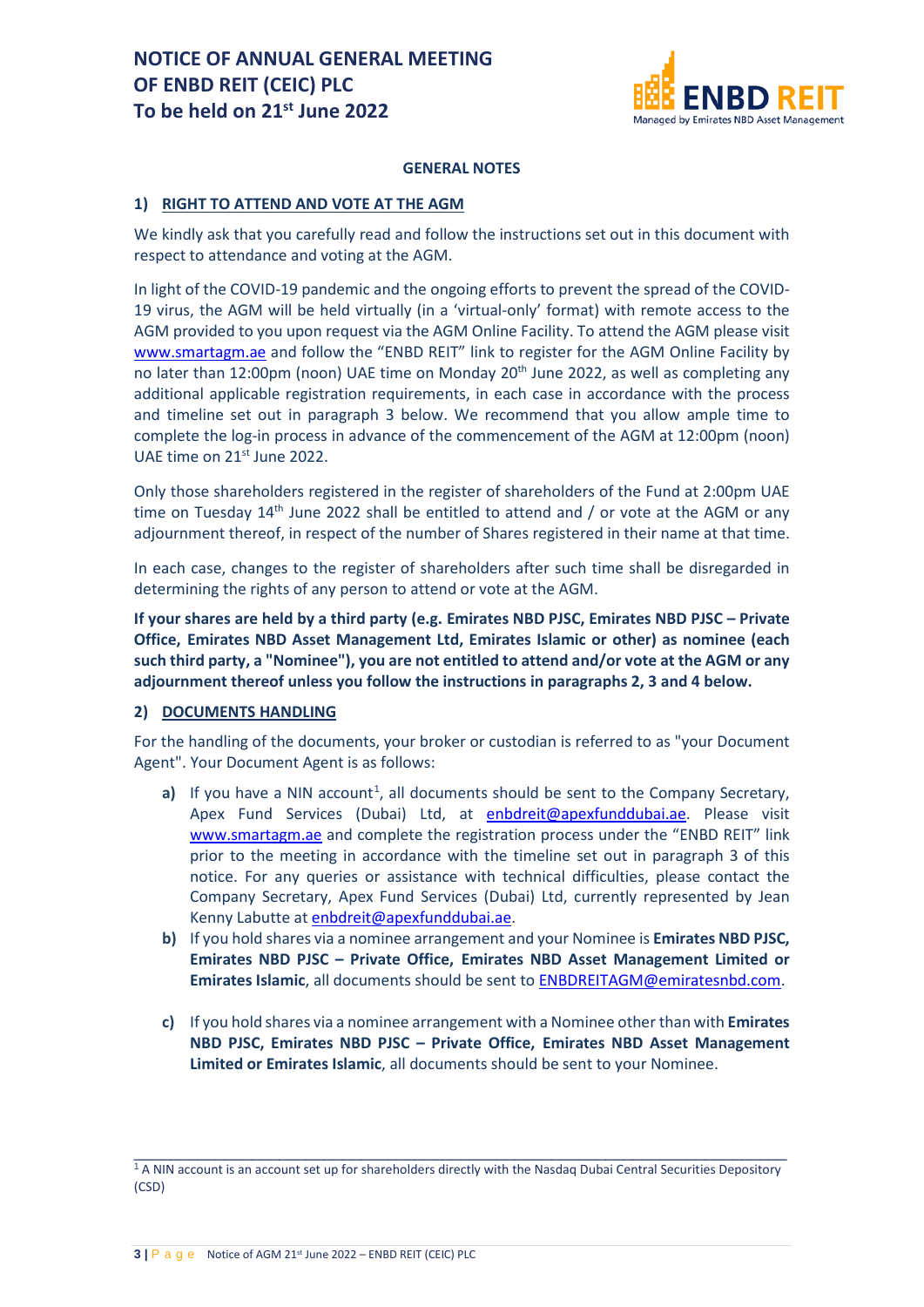# NOTICE OF ANNUAL GENERAL MEETING OF ENBD REIT (CEIC) PLC To be held on 21st June 2022

**GENERAL NOTES**

## 1) RIGHT TO ATTEND AND VOTE AT THE AGM

We kindly ask that you carefully read and follow the instructions set out in this document with respect to attendance and voting at the AGM.

In light of the COVID-19 pandemic and the ongoing efforts to prevent the spread of the COVID-19 virus, the AGM will be held virtually (in a 'virtual-only' format) with remote access to the AGM provided to you upon request via the AGM Online Facility. To attend the AGM please visit www.smartagm.ae and follow the "ENBD REIT" link to register for the AGM Online Facility by no later than 12:00pm (noon) UAE time on Monday 20th June 2022, as well as completing any additional applicable registration requirements, in each case in accordance with the process and timeline set out in paragraph 3 below. We recommend that you allow ample time to complete the log-in process in advance of the commencement of the AGM at 12:00pm (noon) UAE time on 21st June 2022.

Only those shareholders registered in the register of shareholders of the Fund at 2:00pm UAE time on Tuesday 14th June 2022 shall be entitled to attend and / or vote at the AGM or any adjournment thereof, in respect of the number of Shares registered in their name at that time.

In each case, changes to the register of shareholders after such time shall be disregarded in determining the rights of any person to attend or vote at the AGM.

**If your shares are held by a third party (e.g. Emirates NBD PJSC, Emirates NBD PJSC – Private Office, Emirates NBD Asset Management Ltd, Emirates Islamic or other) as nominee (each such third party, a "Nominee"), you are not entitled to attend and/or vote at the AGM or any adjournment thereof unless you follow the instructions in paragraphs 2, 3 and 4 below.**

## 2) DOCUMENTS HANDLING

For the handling of the documents, your broker or custodian is referred to as "your Document Agent". Your Document Agent is as follows:

- **a)** If you have a NIN account[1], all documents should be sent to the Company Secretary, Apex Fund Services (Dubai) Ltd, at enbdreit@apexfunddubai.ae. Please visit www.smartagm.ae and complete the registration process under the "ENBD REIT" link prior to the meeting in accordance with the timeline set out in paragraph 3 of this notice. For any queries or assistance with technical difficulties, please contact the Company Secretary, Apex Fund Services (Dubai) Ltd, currently represented by Jean Kenny Labutte at enbdreit@apexfunddubai.ae.
- **b)** If you hold shares via a nominee arrangement and your Nominee is **Emirates NBD PJSC, Emirates NBD PJSC – Private Office, Emirates NBD Asset Management Limited or Emirates Islamic**, all documents should be sent to ENBDREITAGM@emiratesnbd.com.
- **c)** If you hold shares via a nominee arrangement with a Nominee other than with **Emirates NBD PJSC, Emirates NBD PJSC – Private Office, Emirates NBD Asset Management Limited or Emirates Islamic**, all documents should be sent to your Nominee.

---

[1] A NIN account is an account set up for shareholders directly with the Nasdaq Dubai Central Securities Depository (CSD)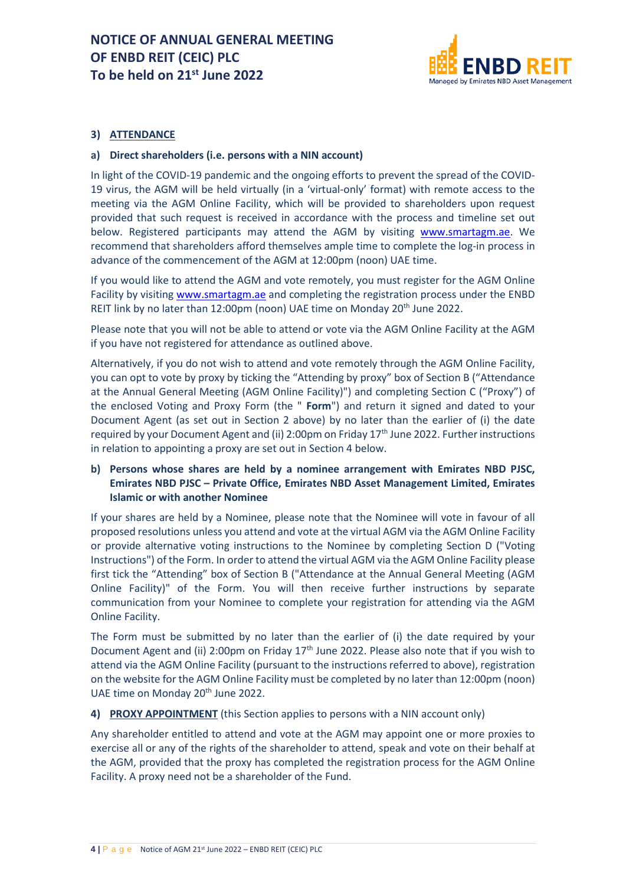### 3) ATTENDANCE

#### a) Direct shareholders (i.e. persons with a NIN account)

In light of the COVID-19 pandemic and the ongoing efforts to prevent the spread of the COVID-19 virus, the AGM will be held virtually (in a 'virtual-only' format) with remote access to the meeting via the AGM Online Facility, which will be provided to shareholders upon request provided that such request is received in accordance with the process and timeline set out below. Registered participants may attend the AGM by visiting www.smartagm.ae. We recommend that shareholders afford themselves ample time to complete the log-in process in advance of the commencement of the AGM at 12:00pm (noon) UAE time.

If you would like to attend the AGM and vote remotely, you must register for the AGM Online Facility by visiting www.smartagm.ae and completing the registration process under the ENBD REIT link by no later than 12:00pm (noon) UAE time on Monday 20th June 2022.

Please note that you will not be able to attend or vote via the AGM Online Facility at the AGM if you have not registered for attendance as outlined above.

Alternatively, if you do not wish to attend and vote remotely through the AGM Online Facility, you can opt to vote by proxy by ticking the "Attending by proxy" box of Section B ("Attendance at the Annual General Meeting (AGM Online Facility)") and completing Section C ("Proxy") of the enclosed Voting and Proxy Form (the " **Form**") and return it signed and dated to your Document Agent (as set out in Section 2 above) by no later than the earlier of (i) the date required by your Document Agent and (ii) 2:00pm on Friday 17th June 2022. Further instructions in relation to appointing a proxy are set out in Section 4 below.

#### b) Persons whose shares are held by a nominee arrangement with Emirates NBD PJSC, Emirates NBD PJSC – Private Office, Emirates NBD Asset Management Limited, Emirates Islamic or with another Nominee

If your shares are held by a Nominee, please note that the Nominee will vote in favour of all proposed resolutions unless you attend and vote at the virtual AGM via the AGM Online Facility or provide alternative voting instructions to the Nominee by completing Section D ("Voting Instructions") of the Form. In order to attend the virtual AGM via the AGM Online Facility please first tick the "Attending" box of Section B ("Attendance at the Annual General Meeting (AGM Online Facility)" of the Form. You will then receive further instructions by separate communication from your Nominee to complete your registration for attending via the AGM Online Facility.

The Form must be submitted by no later than the earlier of (i) the date required by your Document Agent and (ii) 2:00pm on Friday 17th June 2022. Please also note that if you wish to attend via the AGM Online Facility (pursuant to the instructions referred to above), registration on the website for the AGM Online Facility must be completed by no later than 12:00pm (noon) UAE time on Monday 20th June 2022.

### 4) PROXY APPOINTMENT (this Section applies to persons with a NIN account only)

Any shareholder entitled to attend and vote at the AGM may appoint one or more proxies to exercise all or any of the rights of the shareholder to attend, speak and vote on their behalf at the AGM, provided that the proxy has completed the registration process for the AGM Online Facility. A proxy need not be a shareholder of the Fund.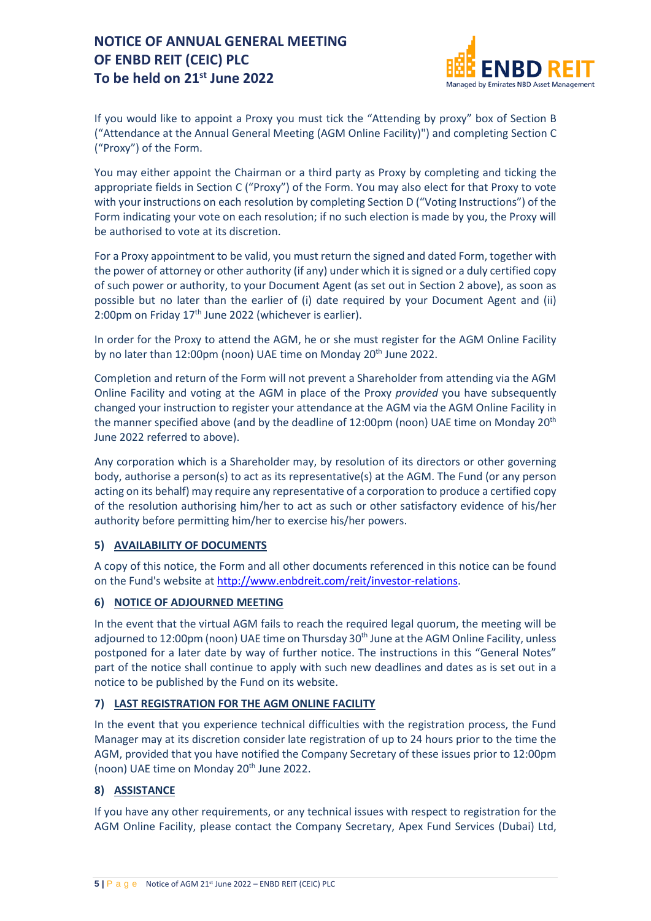If you would like to appoint a Proxy you must tick the "Attending by proxy" box of Section B ("Attendance at the Annual General Meeting (AGM Online Facility)") and completing Section C ("Proxy") of the Form.

You may either appoint the Chairman or a third party as Proxy by completing and ticking the appropriate fields in Section C ("Proxy") of the Form. You may also elect for that Proxy to vote with your instructions on each resolution by completing Section D ("Voting Instructions") of the Form indicating your vote on each resolution; if no such election is made by you, the Proxy will be authorised to vote at its discretion.

For a Proxy appointment to be valid, you must return the signed and dated Form, together with the power of attorney or other authority (if any) under which it is signed or a duly certified copy of such power or authority, to your Document Agent (as set out in Section 2 above), as soon as possible but no later than the earlier of (i) date required by your Document Agent and (ii) 2:00pm on Friday 17th June 2022 (whichever is earlier).

In order for the Proxy to attend the AGM, he or she must register for the AGM Online Facility by no later than 12:00pm (noon) UAE time on Monday 20th June 2022.

Completion and return of the Form will not prevent a Shareholder from attending via the AGM Online Facility and voting at the AGM in place of the Proxy *provided* you have subsequently changed your instruction to register your attendance at the AGM via the AGM Online Facility in the manner specified above (and by the deadline of 12:00pm (noon) UAE time on Monday 20th June 2022 referred to above).

Any corporation which is a Shareholder may, by resolution of its directors or other governing body, authorise a person(s) to act as its representative(s) at the AGM. The Fund (or any person acting on its behalf) may require any representative of a corporation to produce a certified copy of the resolution authorising him/her to act as such or other satisfactory evidence of his/her authority before permitting him/her to exercise his/her powers.

## 5) AVAILABILITY OF DOCUMENTS

A copy of this notice, the Form and all other documents referenced in this notice can be found on the Fund's website at http://www.enbdreit.com/reit/investor-relations.

## 6) NOTICE OF ADJOURNED MEETING

In the event that the virtual AGM fails to reach the required legal quorum, the meeting will be adjourned to 12:00pm (noon) UAE time on Thursday 30th June at the AGM Online Facility, unless postponed for a later date by way of further notice. The instructions in this "General Notes" part of the notice shall continue to apply with such new deadlines and dates as is set out in a notice to be published by the Fund on its website.

## 7) LAST REGISTRATION FOR THE AGM ONLINE FACILITY

In the event that you experience technical difficulties with the registration process, the Fund Manager may at its discretion consider late registration of up to 24 hours prior to the time the AGM, provided that you have notified the Company Secretary of these issues prior to 12:00pm (noon) UAE time on Monday 20th June 2022.

## 8) ASSISTANCE

If you have any other requirements, or any technical issues with respect to registration for the AGM Online Facility, please contact the Company Secretary, Apex Fund Services (Dubai) Ltd,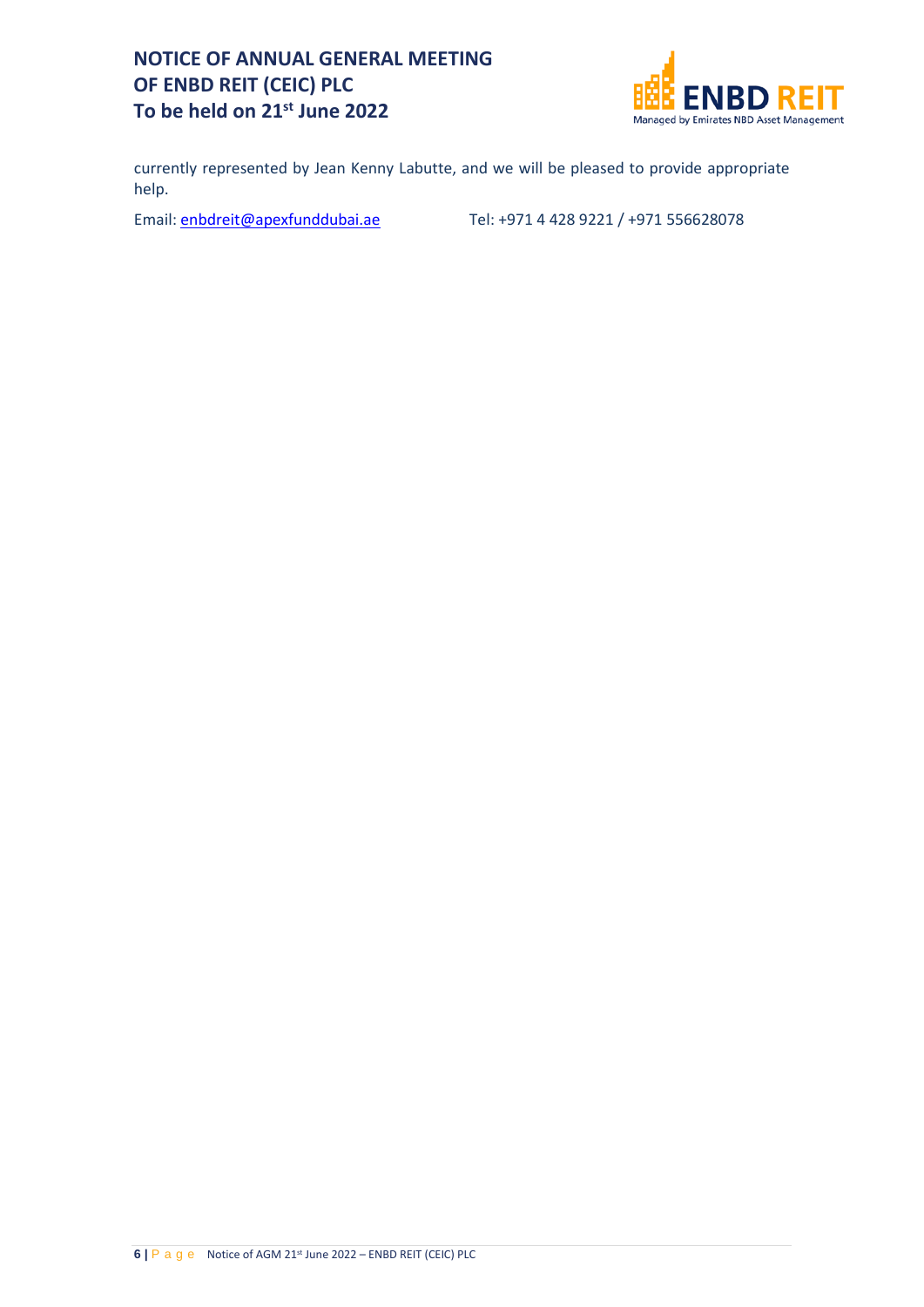currently represented by Jean Kenny Labutte, and we will be pleased to provide appropriate help.

Email: enbdreit@apexfunddubai.ae Tel: +971 4 428 9221 / +971 556628078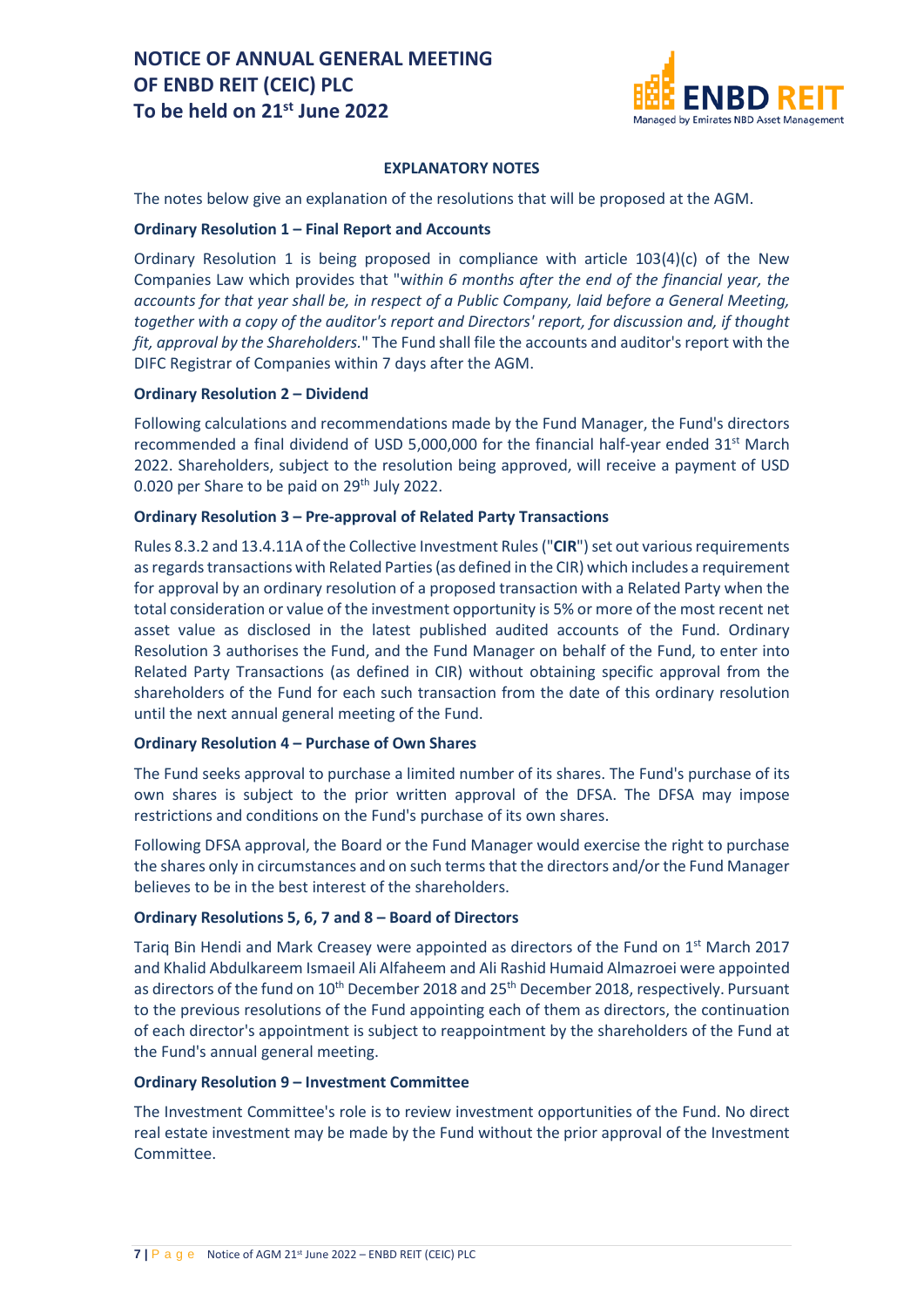## EXPLANATORY NOTES

The notes below give an explanation of the resolutions that will be proposed at the AGM.

### Ordinary Resolution 1 – Final Report and Accounts

Ordinary Resolution 1 is being proposed in compliance with article 103(4)(c) of the New Companies Law which provides that "*within 6 months after the end of the financial year, the accounts for that year shall be, in respect of a Public Company, laid before a General Meeting, together with a copy of the auditor's report and Directors' report, for discussion and, if thought fit, approval by the Shareholders.*" The Fund shall file the accounts and auditor's report with the DIFC Registrar of Companies within 7 days after the AGM.

### Ordinary Resolution 2 – Dividend

Following calculations and recommendations made by the Fund Manager, the Fund's directors recommended a final dividend of USD 5,000,000 for the financial half-year ended 31st March 2022. Shareholders, subject to the resolution being approved, will receive a payment of USD 0.020 per Share to be paid on 29th July 2022.

### Ordinary Resolution 3 – Pre-approval of Related Party Transactions

Rules 8.3.2 and 13.4.11A of the Collective Investment Rules ("**CIR**") set out various requirements as regards transactions with Related Parties (as defined in the CIR) which includes a requirement for approval by an ordinary resolution of a proposed transaction with a Related Party when the total consideration or value of the investment opportunity is 5% or more of the most recent net asset value as disclosed in the latest published audited accounts of the Fund. Ordinary Resolution 3 authorises the Fund, and the Fund Manager on behalf of the Fund, to enter into Related Party Transactions (as defined in CIR) without obtaining specific approval from the shareholders of the Fund for each such transaction from the date of this ordinary resolution until the next annual general meeting of the Fund.

### Ordinary Resolution 4 – Purchase of Own Shares

The Fund seeks approval to purchase a limited number of its shares. The Fund's purchase of its own shares is subject to the prior written approval of the DFSA. The DFSA may impose restrictions and conditions on the Fund's purchase of its own shares.

Following DFSA approval, the Board or the Fund Manager would exercise the right to purchase the shares only in circumstances and on such terms that the directors and/or the Fund Manager believes to be in the best interest of the shareholders.

### Ordinary Resolutions 5, 6, 7 and 8 – Board of Directors

Tariq Bin Hendi and Mark Creasey were appointed as directors of the Fund on 1st March 2017 and Khalid Abdulkareem Ismaeil Ali Alfaheem and Ali Rashid Humaid Almazroei were appointed as directors of the fund on 10th December 2018 and 25th December 2018, respectively. Pursuant to the previous resolutions of the Fund appointing each of them as directors, the continuation of each director's appointment is subject to reappointment by the shareholders of the Fund at the Fund's annual general meeting.

### Ordinary Resolution 9 – Investment Committee

The Investment Committee's role is to review investment opportunities of the Fund. No direct real estate investment may be made by the Fund without the prior approval of the Investment Committee.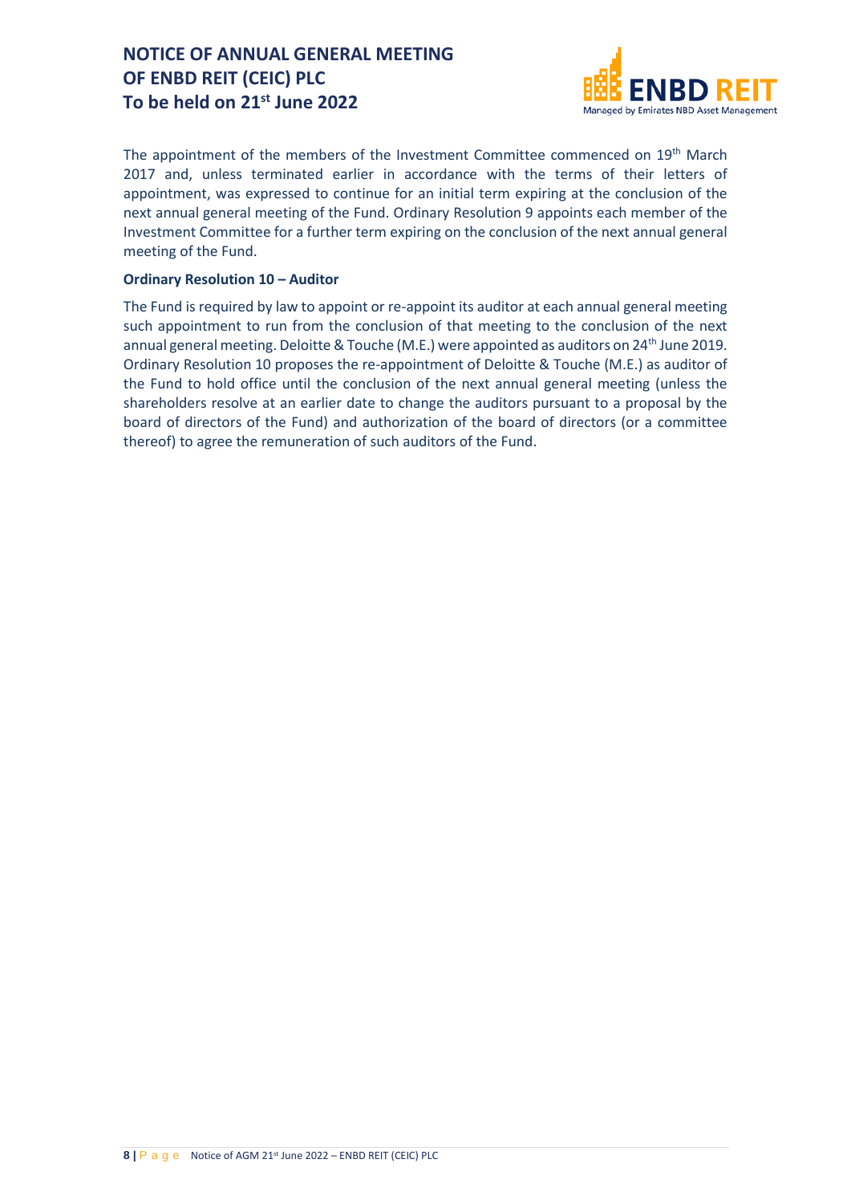The appointment of the members of the Investment Committee commenced on 19th March 2017 and, unless terminated earlier in accordance with the terms of their letters of appointment, was expressed to continue for an initial term expiring at the conclusion of the next annual general meeting of the Fund. Ordinary Resolution 9 appoints each member of the Investment Committee for a further term expiring on the conclusion of the next annual general meeting of the Fund.

**Ordinary Resolution 10 – Auditor**

The Fund is required by law to appoint or re-appoint its auditor at each annual general meeting such appointment to run from the conclusion of that meeting to the conclusion of the next annual general meeting. Deloitte & Touche (M.E.) were appointed as auditors on 24th June 2019. Ordinary Resolution 10 proposes the re-appointment of Deloitte & Touche (M.E.) as auditor of the Fund to hold office until the conclusion of the next annual general meeting (unless the shareholders resolve at an earlier date to change the auditors pursuant to a proposal by the board of directors of the Fund) and authorization of the board of directors (or a committee thereof) to agree the remuneration of such auditors of the Fund.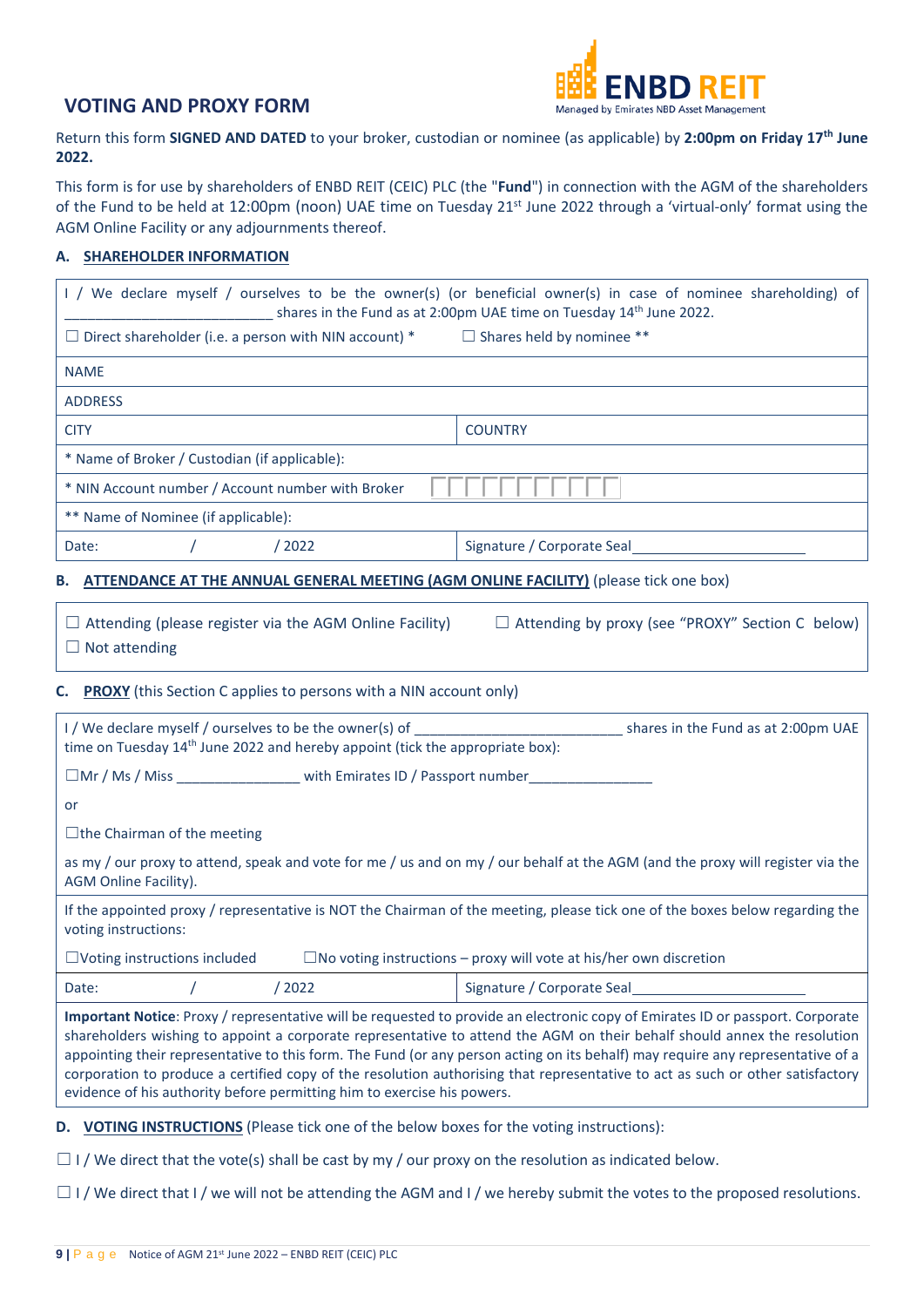ENBD REIT
Managed by Emirates NBD Asset Management

# VOTING AND PROXY FORM

Return this form **SIGNED AND DATED** to your broker, custodian or nominee (as applicable) by **2:00pm on Friday 17th June 2022.**

This form is for use by shareholders of ENBD REIT (CEIC) PLC (the "**Fund**") in connection with the AGM of the shareholders of the Fund to be held at 12:00pm (noon) UAE time on Tuesday 21st June 2022 through a 'virtual-only' format using the AGM Online Facility or any adjournments thereof.

## A. SHAREHOLDER INFORMATION

| | |
|---|---|
| I / We declare myself / ourselves to be the owner(s) (or beneficial owner(s) in case of nominee shareholding) of ___________________________ shares in the Fund as at 2:00pm UAE time on Tuesday 14th June 2022. | |
| ☐ Direct shareholder (i.e. a person with NIN account) * | ☐ Shares held by nominee ** |
| NAME | |
| ADDRESS | |
| CITY | COUNTRY |
| * Name of Broker / Custodian (if applicable): | |
| * NIN Account number / Account number with Broker | ☐☐☐☐☐☐☐☐☐☐☐ |
| ** Name of Nominee (if applicable): | |
| Date: / / 2022 | Signature / Corporate Seal_____________________ |

## B. ATTENDANCE AT THE ANNUAL GENERAL MEETING (AGM ONLINE FACILITY) (please tick one box)

☐ Attending (please register via the AGM Online Facility)

☐ Attending by proxy (see "PROXY" Section C below)

☐ Not attending

## C. PROXY (this Section C applies to persons with a NIN account only)

I / We declare myself / ourselves to be the owner(s) of ___________________________ shares in the Fund as at 2:00pm UAE time on Tuesday 14th June 2022 and hereby appoint (tick the appropriate box):

☐Mr / Ms / Miss ________________ with Emirates ID / Passport number________________

or

☐the Chairman of the meeting

as my / our proxy to attend, speak and vote for me / us and on my / our behalf at the AGM (and the proxy will register via the AGM Online Facility).

If the appointed proxy / representative is NOT the Chairman of the meeting, please tick one of the boxes below regarding the voting instructions:

☐Voting instructions included ☐No voting instructions – proxy will vote at his/her own discretion

| | |
|---|---|
| Date: / / 2022 | Signature / Corporate Seal_____________________ |

**Important Notice**: Proxy / representative will be requested to provide an electronic copy of Emirates ID or passport. Corporate shareholders wishing to appoint a corporate representative to attend the AGM on their behalf should annex the resolution appointing their representative to this form. The Fund (or any person acting on its behalf) may require any representative of a corporation to produce a certified copy of the resolution authorising that representative to act as such or other satisfactory evidence of his authority before permitting him to exercise his powers.

## D. VOTING INSTRUCTIONS (Please tick one of the below boxes for the voting instructions):

☐ I / We direct that the vote(s) shall be cast by my / our proxy on the resolution as indicated below.

☐ I / We direct that I / we will not be attending the AGM and I / we hereby submit the votes to the proposed resolutions.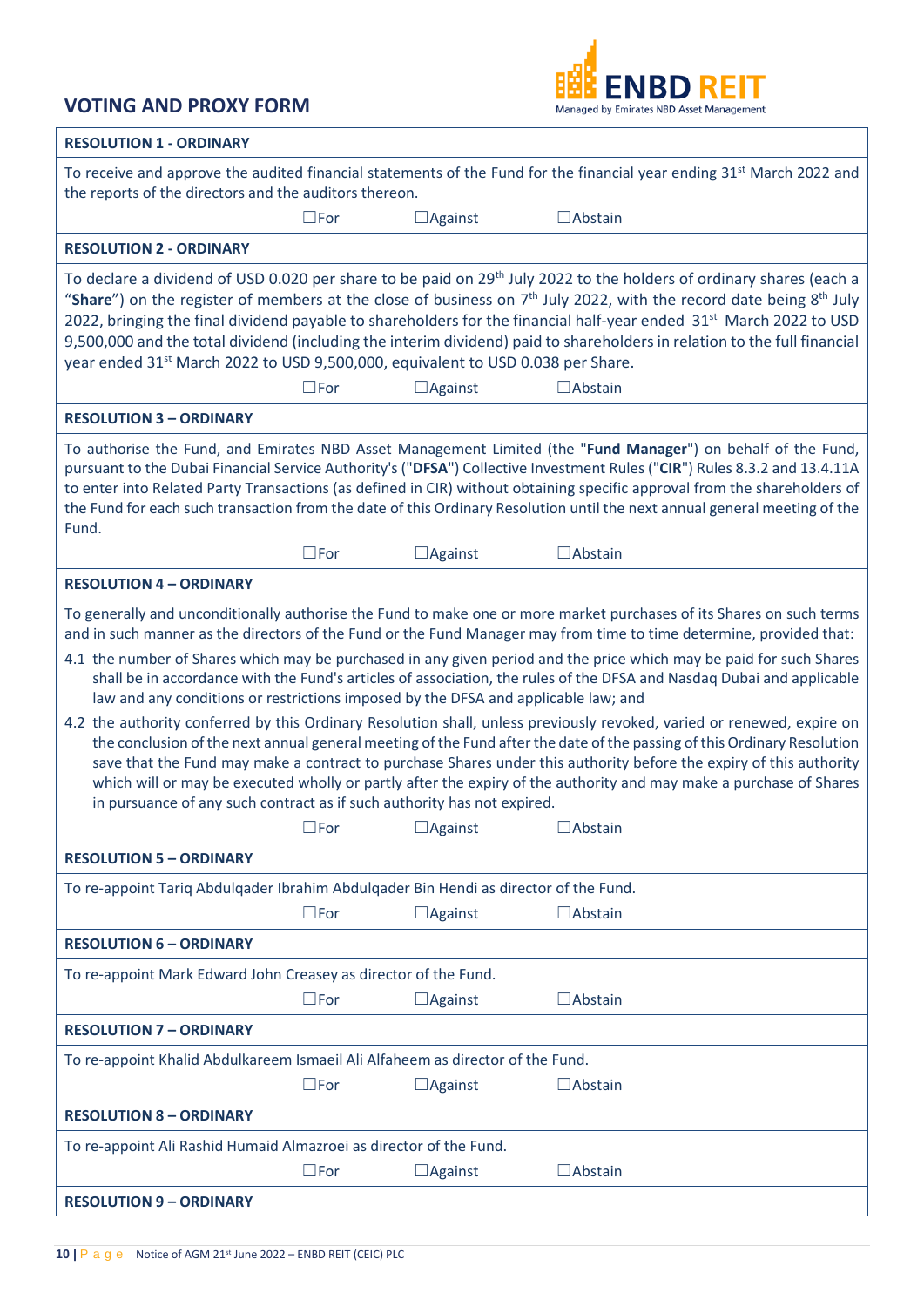# VOTING AND PROXY FORM

ENBD REIT
Managed by Emirates NBD Asset Management

**RESOLUTION 1 - ORDINARY**

To receive and approve the audited financial statements of the Fund for the financial year ending 31st March 2022 and the reports of the directors and the auditors thereon.

☐For ☐Against ☐Abstain

**RESOLUTION 2 - ORDINARY**

To declare a dividend of USD 0.020 per share to be paid on 29th July 2022 to the holders of ordinary shares (each a "**Share**") on the register of members at the close of business on 7th July 2022, with the record date being 8th July 2022, bringing the final dividend payable to shareholders for the financial half-year ended 31st March 2022 to USD 9,500,000 and the total dividend (including the interim dividend) paid to shareholders in relation to the full financial year ended 31st March 2022 to USD 9,500,000, equivalent to USD 0.038 per Share.

☐For ☐Against ☐Abstain

**RESOLUTION 3 – ORDINARY**

To authorise the Fund, and Emirates NBD Asset Management Limited (the "**Fund Manager**") on behalf of the Fund, pursuant to the Dubai Financial Service Authority's ("**DFSA**") Collective Investment Rules ("**CIR**") Rules 8.3.2 and 13.4.11A to enter into Related Party Transactions (as defined in CIR) without obtaining specific approval from the shareholders of the Fund for each such transaction from the date of this Ordinary Resolution until the next annual general meeting of the Fund.

☐For ☐Against ☐Abstain

**RESOLUTION 4 – ORDINARY**

To generally and unconditionally authorise the Fund to make one or more market purchases of its Shares on such terms and in such manner as the directors of the Fund or the Fund Manager may from time to time determine, provided that:

4.1 the number of Shares which may be purchased in any given period and the price which may be paid for such Shares shall be in accordance with the Fund's articles of association, the rules of the DFSA and Nasdaq Dubai and applicable law and any conditions or restrictions imposed by the DFSA and applicable law; and

4.2 the authority conferred by this Ordinary Resolution shall, unless previously revoked, varied or renewed, expire on the conclusion of the next annual general meeting of the Fund after the date of the passing of this Ordinary Resolution save that the Fund may make a contract to purchase Shares under this authority before the expiry of this authority which will or may be executed wholly or partly after the expiry of the authority and may make a purchase of Shares in pursuance of any such contract as if such authority has not expired.

☐For ☐Against ☐Abstain

**RESOLUTION 5 – ORDINARY**

To re-appoint Tariq Abdulqader Ibrahim Abdulqader Bin Hendi as director of the Fund.

☐For ☐Against ☐Abstain

**RESOLUTION 6 – ORDINARY**

To re-appoint Mark Edward John Creasey as director of the Fund.

☐For ☐Against ☐Abstain

**RESOLUTION 7 – ORDINARY**

To re-appoint Khalid Abdulkareem Ismaeil Ali Alfaheem as director of the Fund.

☐For ☐Against ☐Abstain

**RESOLUTION 8 – ORDINARY**

To re-appoint Ali Rashid Humaid Almazroei as director of the Fund.

☐For ☐Against ☐Abstain

**RESOLUTION 9 – ORDINARY**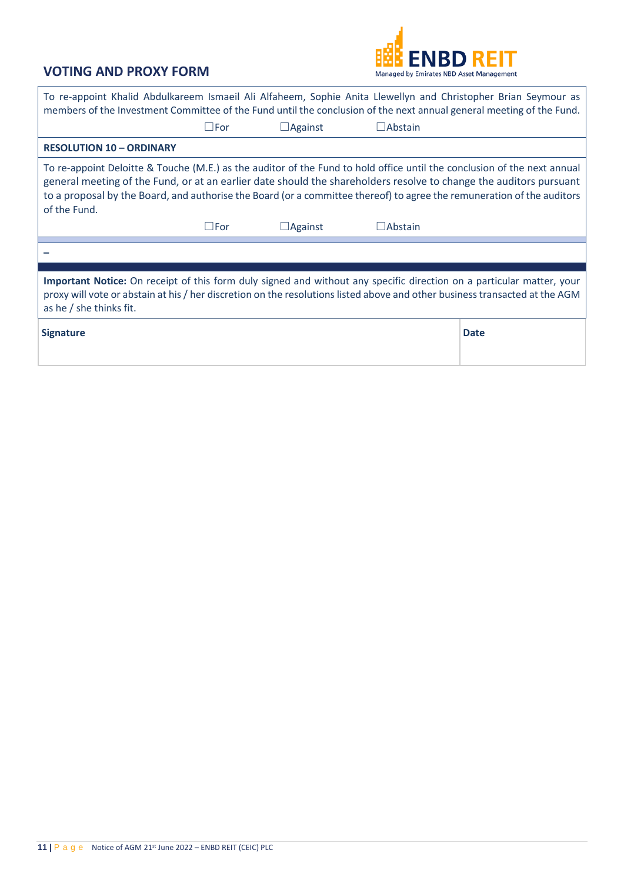## VOTING AND PROXY FORM

To re-appoint Khalid Abdulkareem Ismaeil Ali Alfaheem, Sophie Anita Llewellyn and Christopher Brian Seymour as members of the Investment Committee of the Fund until the conclusion of the next annual general meeting of the Fund.

☐For ☐Against ☐Abstain

**RESOLUTION 10 – ORDINARY**

To re-appoint Deloitte & Touche (M.E.) as the auditor of the Fund to hold office until the conclusion of the next annual general meeting of the Fund, or at an earlier date should the shareholders resolve to change the auditors pursuant to a proposal by the Board, and authorise the Board (or a committee thereof) to agree the remuneration of the auditors of the Fund.

☐For ☐Against ☐Abstain

–

**Important Notice:** On receipt of this form duly signed and without any specific direction on a particular matter, your proxy will vote or abstain at his / her discretion on the resolutions listed above and other business transacted at the AGM as he / she thinks fit.

| **Signature** | **Date** |
|---|---|
| | |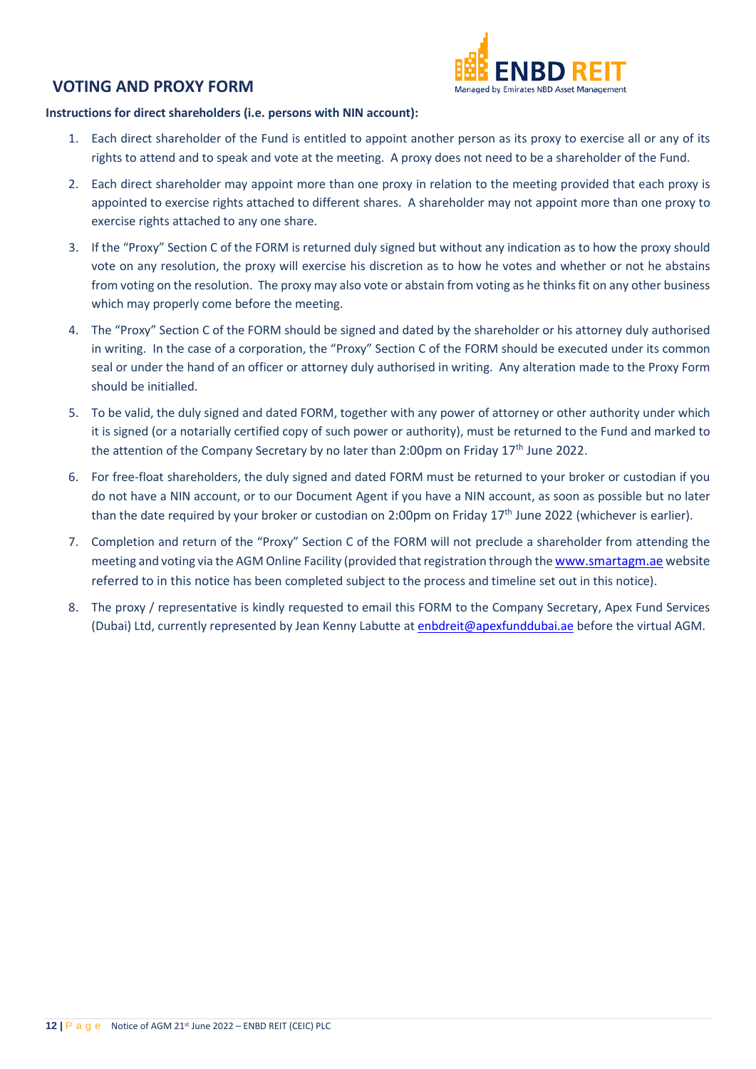## VOTING AND PROXY FORM

**Instructions for direct shareholders (i.e. persons with NIN account):**

1. Each direct shareholder of the Fund is entitled to appoint another person as its proxy to exercise all or any of its rights to attend and to speak and vote at the meeting. A proxy does not need to be a shareholder of the Fund.
2. Each direct shareholder may appoint more than one proxy in relation to the meeting provided that each proxy is appointed to exercise rights attached to different shares. A shareholder may not appoint more than one proxy to exercise rights attached to any one share.
3. If the "Proxy" Section C of the FORM is returned duly signed but without any indication as to how the proxy should vote on any resolution, the proxy will exercise his discretion as to how he votes and whether or not he abstains from voting on the resolution. The proxy may also vote or abstain from voting as he thinks fit on any other business which may properly come before the meeting.
4. The "Proxy" Section C of the FORM should be signed and dated by the shareholder or his attorney duly authorised in writing. In the case of a corporation, the "Proxy" Section C of the FORM should be executed under its common seal or under the hand of an officer or attorney duly authorised in writing. Any alteration made to the Proxy Form should be initialled.
5. To be valid, the duly signed and dated FORM, together with any power of attorney or other authority under which it is signed (or a notarially certified copy of such power or authority), must be returned to the Fund and marked to the attention of the Company Secretary by no later than 2:00pm on Friday 17th June 2022.
6. For free-float shareholders, the duly signed and dated FORM must be returned to your broker or custodian if you do not have a NIN account, or to our Document Agent if you have a NIN account, as soon as possible but no later than the date required by your broker or custodian on 2:00pm on Friday 17th June 2022 (whichever is earlier).
7. Completion and return of the "Proxy" Section C of the FORM will not preclude a shareholder from attending the meeting and voting via the AGM Online Facility (provided that registration through the www.smartagm.ae website referred to in this notice has been completed subject to the process and timeline set out in this notice).
8. The proxy / representative is kindly requested to email this FORM to the Company Secretary, Apex Fund Services (Dubai) Ltd, currently represented by Jean Kenny Labutte at enbdreit@apexfunddubai.ae before the virtual AGM.